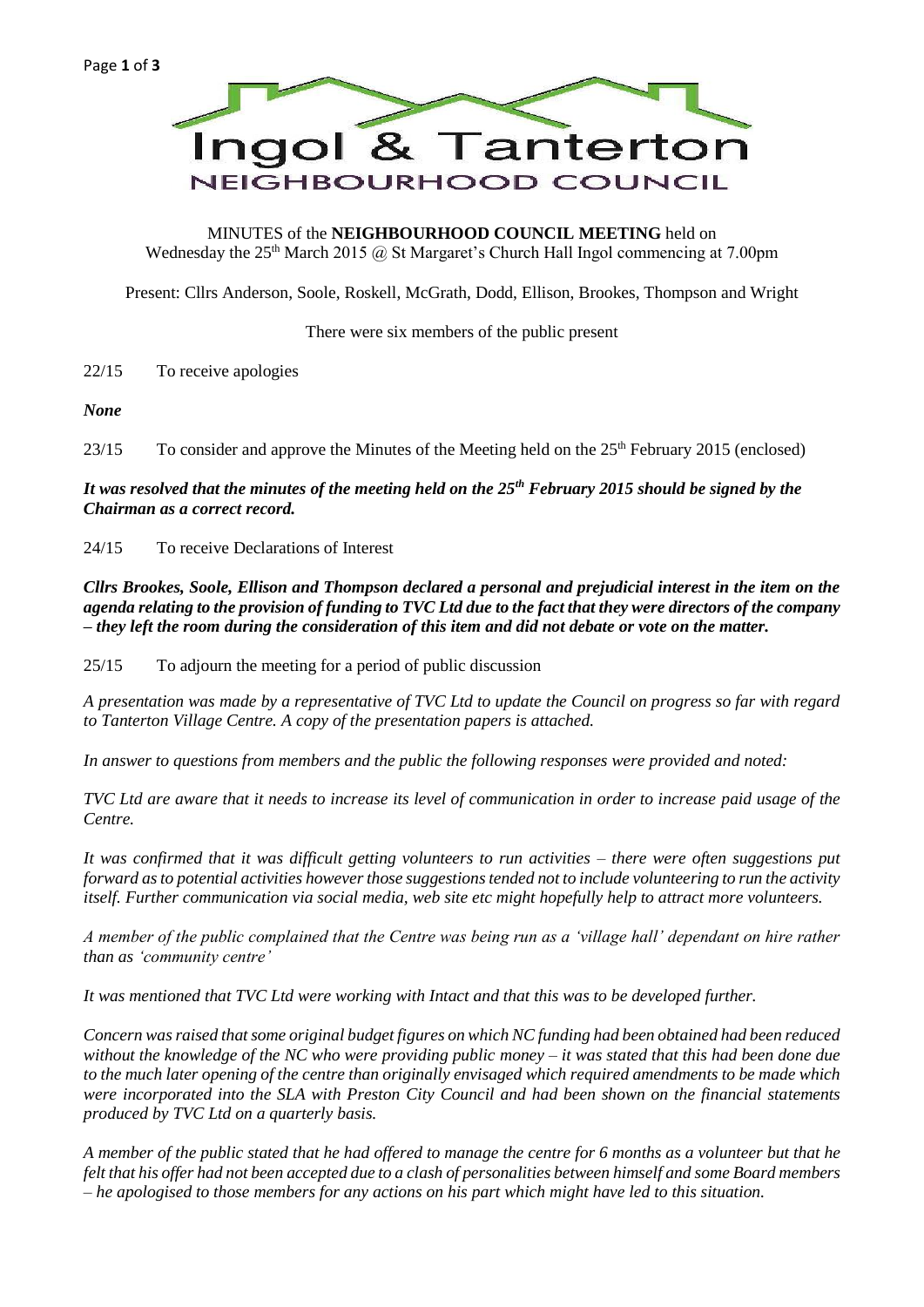# Ingol & Tanterton
## NEIGHBOURHOOD COUNCIL

MINUTES of the **NEIGHBOURHOOD COUNCIL MEETING** held on Wednesday the 25th March 2015 @ St Margaret's Church Hall Ingol commencing at 7.00pm

Present: Cllrs Anderson, Soole, Roskell, McGrath, Dodd, Ellison, Brookes, Thompson and Wright

There were six members of the public present

22/15 To receive apologies

***None***

23/15 To consider and approve the Minutes of the Meeting held on the 25th February 2015 (enclosed)

***It was resolved that the minutes of the meeting held on the 25th February 2015 should be signed by the Chairman as a correct record.***

24/15 To receive Declarations of Interest

***Cllrs Brookes, Soole, Ellison and Thompson declared a personal and prejudicial interest in the item on the agenda relating to the provision of funding to TVC Ltd due to the fact that they were directors of the company – they left the room during the consideration of this item and did not debate or vote on the matter.***

25/15 To adjourn the meeting for a period of public discussion

*A presentation was made by a representative of TVC Ltd to update the Council on progress so far with regard to Tanterton Village Centre. A copy of the presentation papers is attached.*

*In answer to questions from members and the public the following responses were provided and noted:*

*TVC Ltd are aware that it needs to increase its level of communication in order to increase paid usage of the Centre.*

*It was confirmed that it was difficult getting volunteers to run activities – there were often suggestions put forward as to potential activities however those suggestions tended not to include volunteering to run the activity itself. Further communication via social media, web site etc might hopefully help to attract more volunteers.*

*A member of the public complained that the Centre was being run as a 'village hall' dependant on hire rather than as 'community centre'*

*It was mentioned that TVC Ltd were working with Intact and that this was to be developed further.*

*Concern was raised that some original budget figures on which NC funding had been obtained had been reduced without the knowledge of the NC who were providing public money – it was stated that this had been done due to the much later opening of the centre than originally envisaged which required amendments to be made which were incorporated into the SLA with Preston City Council and had been shown on the financial statements produced by TVC Ltd on a quarterly basis.*

*A member of the public stated that he had offered to manage the centre for 6 months as a volunteer but that he felt that his offer had not been accepted due to a clash of personalities between himself and some Board members – he apologised to those members for any actions on his part which might have led to this situation.*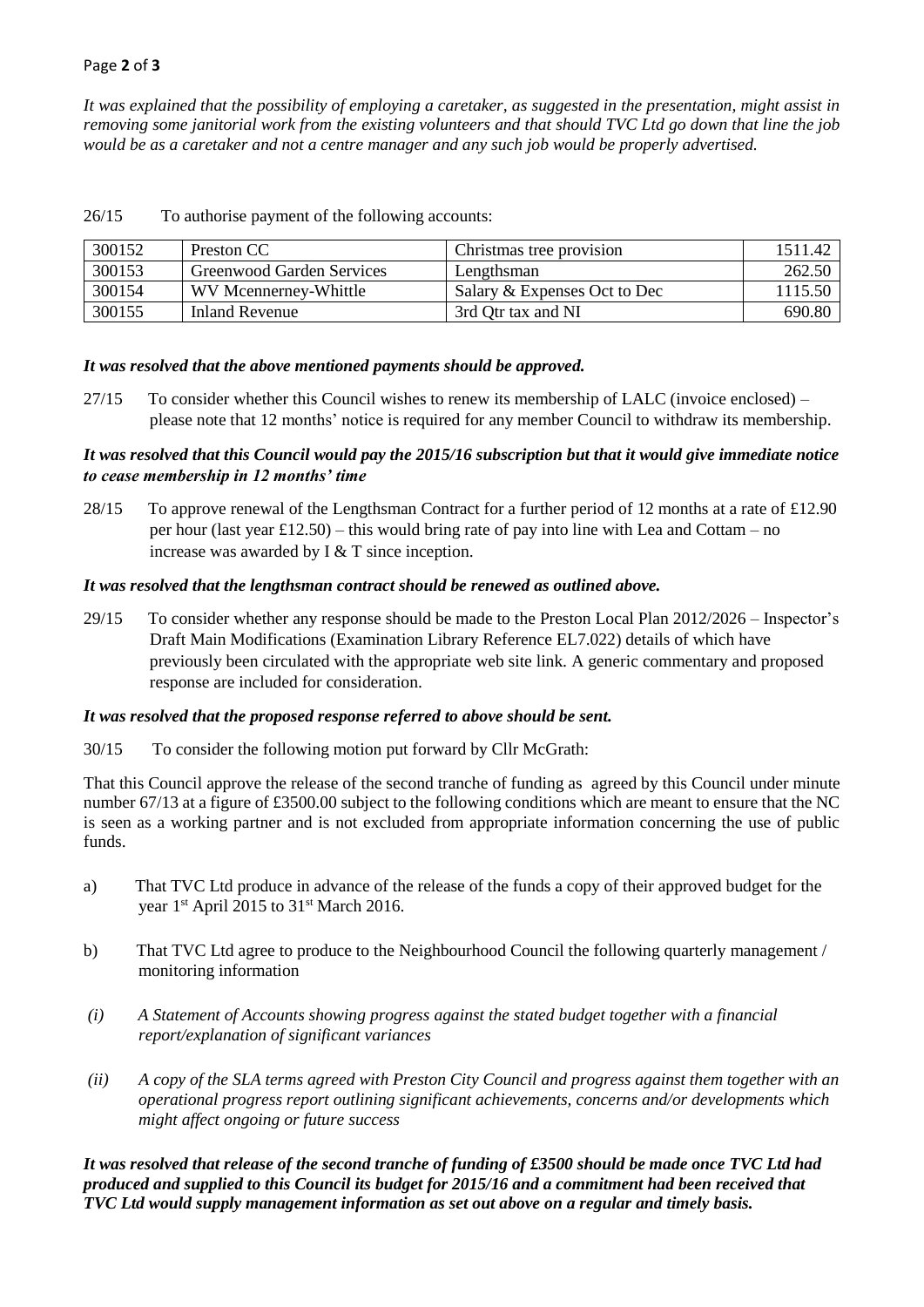*It was explained that the possibility of employing a caretaker, as suggested in the presentation, might assist in removing some janitorial work from the existing volunteers and that should TVC Ltd go down that line the job would be as a caretaker and not a centre manager and any such job would be properly advertised.*

26/15 To authorise payment of the following accounts:

| 300152 | Preston CC | Christmas tree provision | 1511.42 |
|---|---|---|---|
| 300153 | Greenwood Garden Services | Lengthsman | 262.50 |
| 300154 | WV Mcennerney-Whittle | Salary & Expenses Oct to Dec | 1115.50 |
| 300155 | Inland Revenue | 3rd Qtr tax and NI | 690.80 |

***It was resolved that the above mentioned payments should be approved.***

27/15 To consider whether this Council wishes to renew its membership of LALC (invoice enclosed) – please note that 12 months' notice is required for any member Council to withdraw its membership.

***It was resolved that this Council would pay the 2015/16 subscription but that it would give immediate notice to cease membership in 12 months' time***

28/15 To approve renewal of the Lengthsman Contract for a further period of 12 months at a rate of £12.90 per hour (last year £12.50) – this would bring rate of pay into line with Lea and Cottam – no increase was awarded by I & T since inception.

***It was resolved that the lengthsman contract should be renewed as outlined above.***

29/15 To consider whether any response should be made to the Preston Local Plan 2012/2026 – Inspector's Draft Main Modifications (Examination Library Reference EL7.022) details of which have previously been circulated with the appropriate web site link. A generic commentary and proposed response are included for consideration.

***It was resolved that the proposed response referred to above should be sent.***

30/15 To consider the following motion put forward by Cllr McGrath:

That this Council approve the release of the second tranche of funding as agreed by this Council under minute number 67/13 at a figure of £3500.00 subject to the following conditions which are meant to ensure that the NC is seen as a working partner and is not excluded from appropriate information concerning the use of public funds.

a) That TVC Ltd produce in advance of the release of the funds a copy of their approved budget for the year 1st April 2015 to 31st March 2016.

b) That TVC Ltd agree to produce to the Neighbourhood Council the following quarterly management / monitoring information

(i) *A Statement of Accounts showing progress against the stated budget together with a financial report/explanation of significant variances*

(ii) *A copy of the SLA terms agreed with Preston City Council and progress against them together with an operational progress report outlining significant achievements, concerns and/or developments which might affect ongoing or future success*

***It was resolved that release of the second tranche of funding of £3500 should be made once TVC Ltd had produced and supplied to this Council its budget for 2015/16 and a commitment had been received that TVC Ltd would supply management information as set out above on a regular and timely basis.***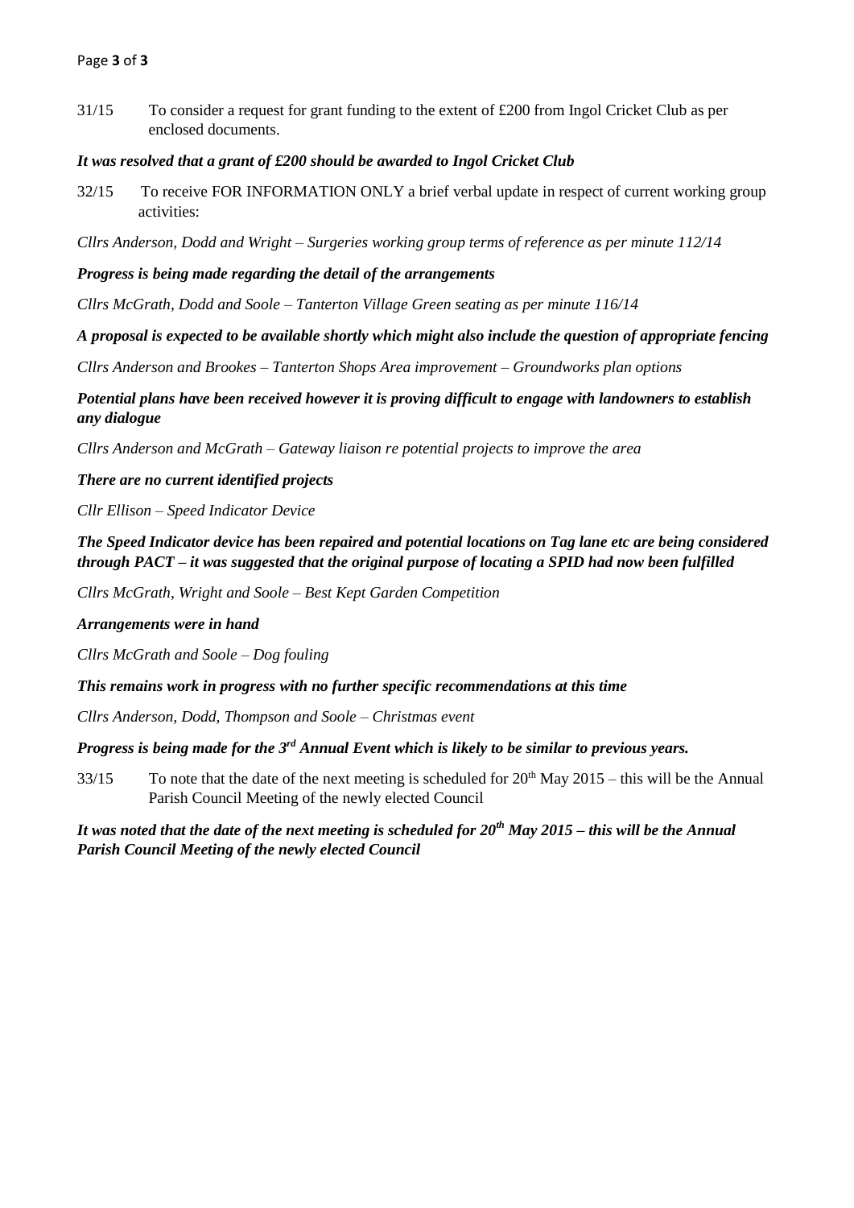31/15 To consider a request for grant funding to the extent of £200 from Ingol Cricket Club as per enclosed documents.

***It was resolved that a grant of £200 should be awarded to Ingol Cricket Club***

32/15 To receive FOR INFORMATION ONLY a brief verbal update in respect of current working group activities:

*Cllrs Anderson, Dodd and Wright – Surgeries working group terms of reference as per minute 112/14*

***Progress is being made regarding the detail of the arrangements***

*Cllrs McGrath, Dodd and Soole – Tanterton Village Green seating as per minute 116/14*

***A proposal is expected to be available shortly which might also include the question of appropriate fencing***

*Cllrs Anderson and Brookes – Tanterton Shops Area improvement – Groundworks plan options*

***Potential plans have been received however it is proving difficult to engage with landowners to establish any dialogue***

*Cllrs Anderson and McGrath – Gateway liaison re potential projects to improve the area*

***There are no current identified projects***

*Cllr Ellison – Speed Indicator Device*

***The Speed Indicator device has been repaired and potential locations on Tag lane etc are being considered through PACT – it was suggested that the original purpose of locating a SPID had now been fulfilled***

*Cllrs McGrath, Wright and Soole – Best Kept Garden Competition*

***Arrangements were in hand***

*Cllrs McGrath and Soole – Dog fouling*

***This remains work in progress with no further specific recommendations at this time***

*Cllrs Anderson, Dodd, Thompson and Soole – Christmas event*

***Progress is being made for the 3rd Annual Event which is likely to be similar to previous years.***

33/15 To note that the date of the next meeting is scheduled for 20th May 2015 – this will be the Annual Parish Council Meeting of the newly elected Council

***It was noted that the date of the next meeting is scheduled for 20th May 2015 – this will be the Annual Parish Council Meeting of the newly elected Council***